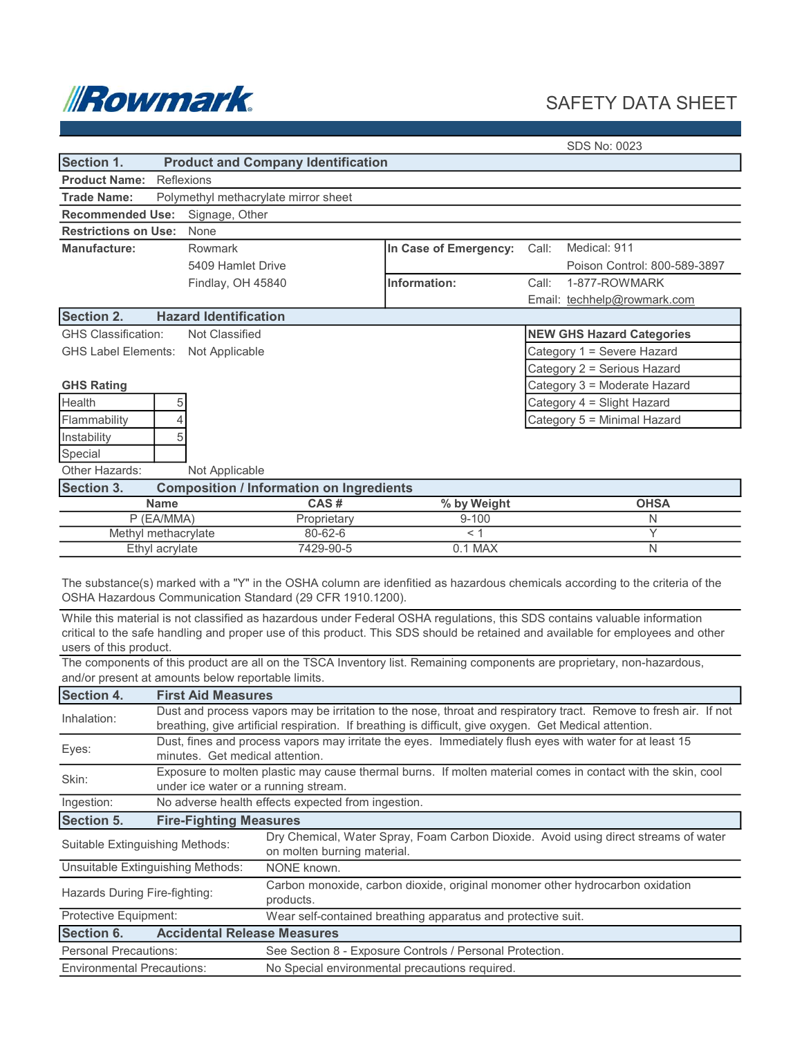**Rowmark**

SAFETY DATA SHEET

SDS No: 0023

## Section 1. Product and Company Identification

**Product Name:** Reflexions

**Trade Name:** Polymethyl methacrylate mirror sheet

**Recommended Use:** Signage, Other

**Restrictions on Use:** None

| **Manufacture:** | Rowmark<br>5409 Hamlet Drive<br>Findlay, OH 45840 |
|---|---|
| **In Case of Emergency:** | Call: Medical: 911<br>Poison Control: 800-589-3897 |
| **Information:** | Call: 1-877-ROWMARK<br>Email: techhelp@rowmark.com |

## Section 2. Hazard Identification

GHS Classification: Not Classified

GHS Label Elements: Not Applicable

**GHS Rating**

| Health | 5 |
|---|---|
| Flammability | 4 |
| Instability | 5 |
| Special | |

| **NEW GHS Hazard Categories** |
|---|
| Category 1 = Severe Hazard |
| Category 2 = Serious Hazard |
| Category 3 = Moderate Hazard |
| Category 4 = Slight Hazard |
| Category 5 = Minimal Hazard |

Other Hazards: Not Applicable

## Section 3. Composition / Information on Ingredients

| Name | CAS # | % by Weight | OHSA |
|---|---|---|---|
| P (EA/MMA) | Proprietary | 9-100 | N |
| Methyl methacrylate | 80-62-6 | < 1 | Y |
| Ethyl acrylate | 7429-90-5 | 0.1 MAX | N |

The substance(s) marked with a "Y" in the OSHA column are idenfitied as hazardous chemicals according to the criteria of the OSHA Hazardous Communication Standard (29 CFR 1910.1200).

While this material is not classified as hazardous under Federal OSHA regulations, this SDS contains valuable information critical to the safe handling and proper use of this product. This SDS should be retained and available for employees and other users of this product.

The components of this product are all on the TSCA Inventory list. Remaining components are proprietary, non-hazardous, and/or present at amounts below reportable limits.

## Section 4. First Aid Measures

| | |
|---|---|
| Inhalation: | Dust and process vapors may be irritation to the nose, throat and respiratory tract. Remove to fresh air. If not breathing, give artificial respiration. If breathing is difficult, give oxygen. Get Medical attention. |
| Eyes: | Dust, fines and process vapors may irritate the eyes. Immediately flush eyes with water for at least 15 minutes. Get medical attention. |
| Skin: | Exposure to molten plastic may cause thermal burns. If molten material comes in contact with the skin, cool under ice water or a running stream. |
| Ingestion: | No adverse health effects expected from ingestion. |

## Section 5. Fire-Fighting Measures

| | |
|---|---|
| Suitable Extinguishing Methods: | Dry Chemical, Water Spray, Foam Carbon Dioxide. Avoid using direct streams of water on molten burning material. |
| Unsuitable Extinguishing Methods: | NONE known. |
| Hazards During Fire-fighting: | Carbon monoxide, carbon dioxide, original monomer other hydrocarbon oxidation products. |
| Protective Equipment: | Wear self-contained breathing apparatus and protective suit. |

## Section 6. Accidental Release Measures

| | |
|---|---|
| Personal Precautions: | See Section 8 - Exposure Controls / Personal Protection. |
| Environmental Precautions: | No Special environmental precautions required. |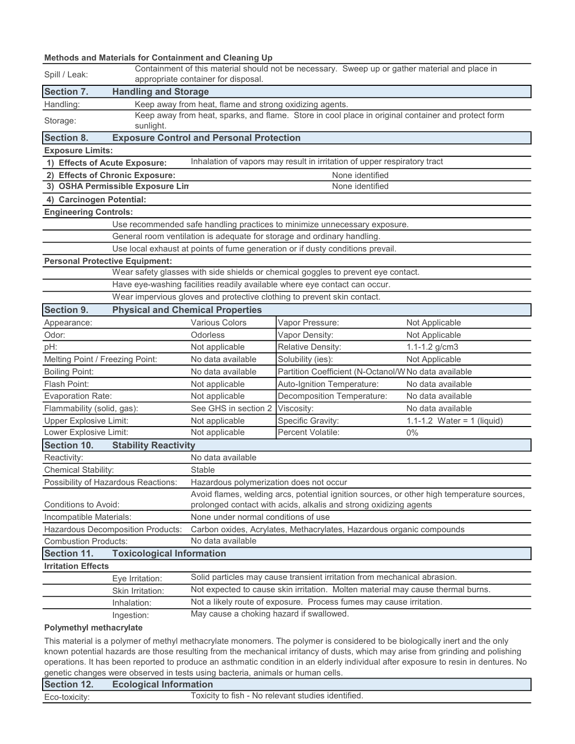**Methods and Materials for Containment and Cleaning Up**

| | |
|---|---|
| Spill / Leak: | Containment of this material should not be necessary. Sweep up or gather material and place in appropriate container for disposal. |

## Section 7. Handling and Storage

| | |
|---|---|
| Handling: | Keep away from heat, flame and strong oxidizing agents. |
| Storage: | Keep away from heat, sparks, and flame. Store in cool place in original container and protect form sunlight. |

## Section 8. Exposure Control and Personal Protection

**Exposure Limits:**

| | |
|---|---|
| **1) Effects of Acute Exposure:** | Inhalation of vapors may result in irritation of upper respiratory tract |
| **2) Effects of Chronic Exposure:** | None identified |
| **3) OSHA Permissible Exposure Lim** | None identified |
| **4) Carcinogen Potential:** | |

**Engineering Controls:**

- Use recommended safe handling practices to minimize unnecessary exposure.
- General room ventilation is adequate for storage and ordinary handling.
- Use local exhaust at points of fume generation or if dusty conditions prevail.

**Personal Protective Equipment:**

- Wear safety glasses with side shields or chemical goggles to prevent eye contact.
- Have eye-washing facilities readily available where eye contact can occur.
- Wear impervious gloves and protective clothing to prevent skin contact.

## Section 9. Physical and Chemical Properties

| | | | |
|---|---|---|---|
| Appearance: | Various Colors | Vapor Pressure: | Not Applicable |
| Odor: | Odorless | Vapor Density: | Not Applicable |
| pH: | Not applicable | Relative Density: | 1.1-1.2 g/cm3 |
| Melting Point / Freezing Point: | No data available | Solubility (ies): | Not Applicable |
| Boiling Point: | No data available | Partition Coefficient (N-Octanol/W | No data available |
| Flash Point: | Not applicable | Auto-Ignition Temperature: | No data available |
| Evaporation Rate: | Not applicable | Decomposition Temperature: | No data available |
| Flammability (solid, gas): | See GHS in section 2 | Viscosity: | No data available |
| Upper Explosive Limit: | Not applicable | Specific Gravity: | 1.1-1.2 Water = 1 (liquid) |
| Lower Explosive Limit: | Not applicable | Percent Volatile: | 0% |

## Section 10. Stability Reactivity

| | |
|---|---|
| Reactivity: | No data available |
| Chemical Stability: | Stable |
| Possibility of Hazardous Reactions: | Hazardous polymerization does not occur |
| Conditions to Avoid: | Avoid flames, welding arcs, potential ignition sources, or other high temperature sources, prolonged contact with acids, alkalis and strong oxidizing agents |
| Incompatible Materials: | None under normal conditions of use |
| Hazardous Decomposition Products: | Carbon oxides, Acrylates, Methacrylates, Hazardous organic compounds |
| Combustion Products: | No data available |

## Section 11. Toxicological Information

**Irritation Effects**

| | |
|---|---|
| Eye Irritation: | Solid particles may cause transient irritation from mechanical abrasion. |
| Skin Irritation: | Not expected to cause skin irritation. Molten material may cause thermal burns. |
| Inhalation: | Not a likely route of exposure. Process fumes may cause irritation. |
| Ingestion: | May cause a choking hazard if swallowed. |

**Polymethyl methacrylate**

This material is a polymer of methyl methacrylate monomers. The polymer is considered to be biologically inert and the only known potential hazards are those resulting from the mechanical irritancy of dusts, which may arise from grinding and polishing operations. It has been reported to produce an asthmatic condition in an elderly individual after exposure to resin in dentures. No genetic changes were observed in tests using bacteria, animals or human cells.

## Section 12. Ecological Information

| | |
|---|---|
| Eco-toxicity: | Toxicity to fish - No relevant studies identified. |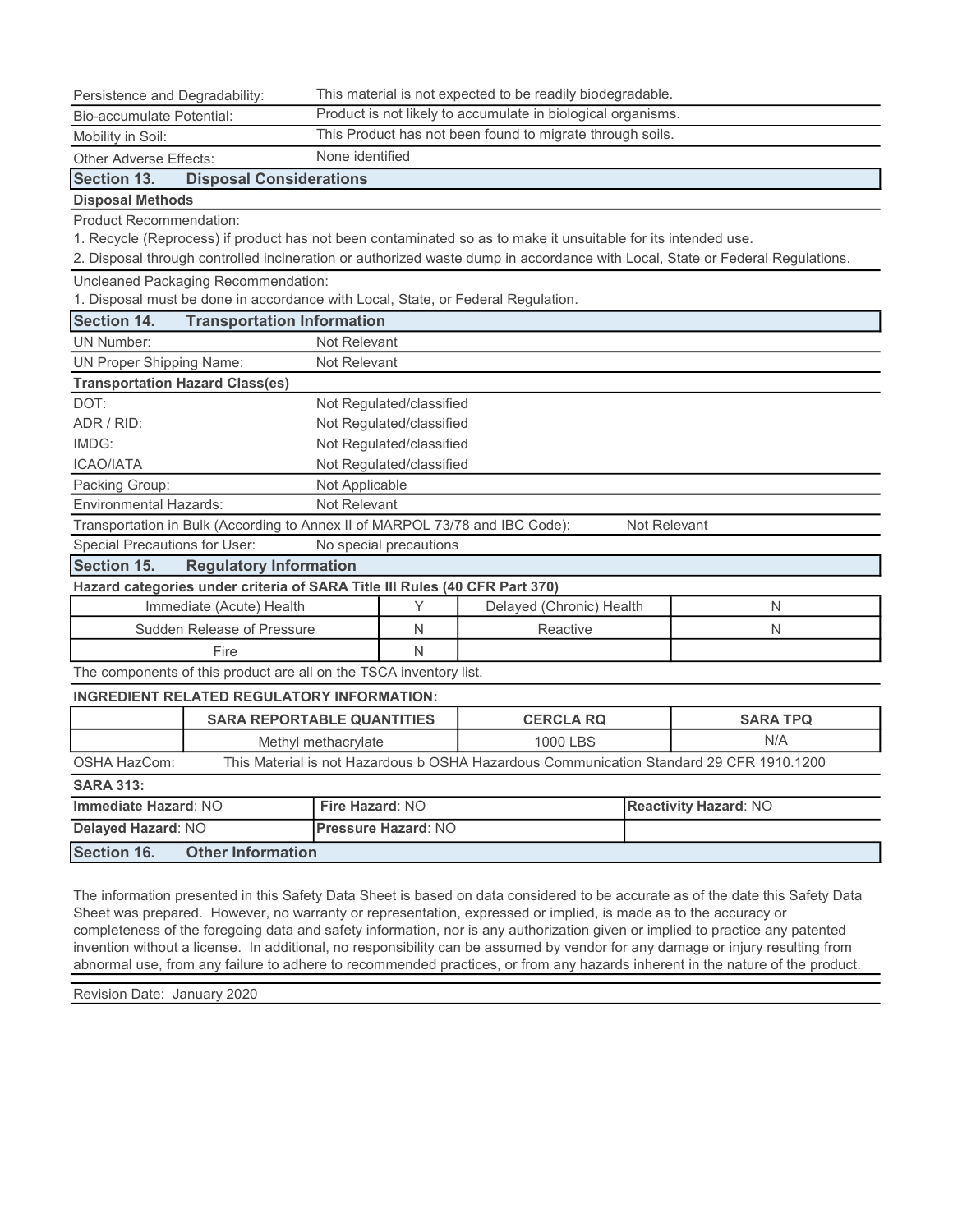| | |
|---|---|
| Persistence and Degradability: | This material is not expected to be readily biodegradable. |
| Bio-accumulate Potential: | Product is not likely to accumulate in biological organisms. |
| Mobility in Soil: | This Product has not been found to migrate through soils. |
| Other Adverse Effects: | None identified |

## Section 13. Disposal Considerations

**Disposal Methods**

Product Recommendation:

1. Recycle (Reprocess) if product has not been contaminated so as to make it unsuitable for its intended use.
2. Disposal through controlled incineration or authorized waste dump in accordance with Local, State or Federal Regulations.

Uncleaned Packaging Recommendation:

1. Disposal must be done in accordance with Local, State, or Federal Regulation.

## Section 14. Transportation Information

| | |
|---|---|
| UN Number: | Not Relevant |
| UN Proper Shipping Name: | Not Relevant |

**Transportation Hazard Class(es)**

| | |
|---|---|
| DOT: | Not Regulated/classified |
| ADR / RID: | Not Regulated/classified |
| IMDG: | Not Regulated/classified |
| ICAO/IATA | Not Regulated/classified |
| Packing Group: | Not Applicable |
| Environmental Hazards: | Not Relevant |

Transportation in Bulk (According to Annex II of MARPOL 73/78 and IBC Code): Not Relevant

Special Precautions for User: No special precautions

## Section 15. Regulatory Information

**Hazard categories under criteria of SARA Title III Rules (40 CFR Part 370)**

| | | | |
|---|---|---|---|
| Immediate (Acute) Health | Y | Delayed (Chronic) Health | N |
| Sudden Release of Pressure | N | Reactive | N |
| Fire | N | | |

The components of this product are all on the TSCA inventory list.

**INGREDIENT RELATED REGULATORY INFORMATION:**

| | SARA REPORTABLE QUANTITIES | CERCLA RQ | SARA TPQ |
|---|---|---|---|
| | Methyl methacrylate | 1000 LBS | N/A |

OSHA HazCom: This Material is not Hazardous b OSHA Hazardous Communication Standard 29 CFR 1910.1200

**SARA 313:**

| | | |
|---|---|---|
| **Immediate Hazard**: NO | **Fire Hazard**: NO | **Reactivity Hazard**: NO |
| **Delayed Hazard**: NO | **Pressure Hazard**: NO | |

## Section 16. Other Information

The information presented in this Safety Data Sheet is based on data considered to be accurate as of the date this Safety Data Sheet was prepared. However, no warranty or representation, expressed or implied, is made as to the accuracy or completeness of the foregoing data and safety information, nor is any authorization given or implied to practice any patented invention without a license. In additional, no responsibility can be assumed by vendor for any damage or injury resulting from abnormal use, from any failure to adhere to recommended practices, or from any hazards inherent in the nature of the product.

Revision Date: January 2020